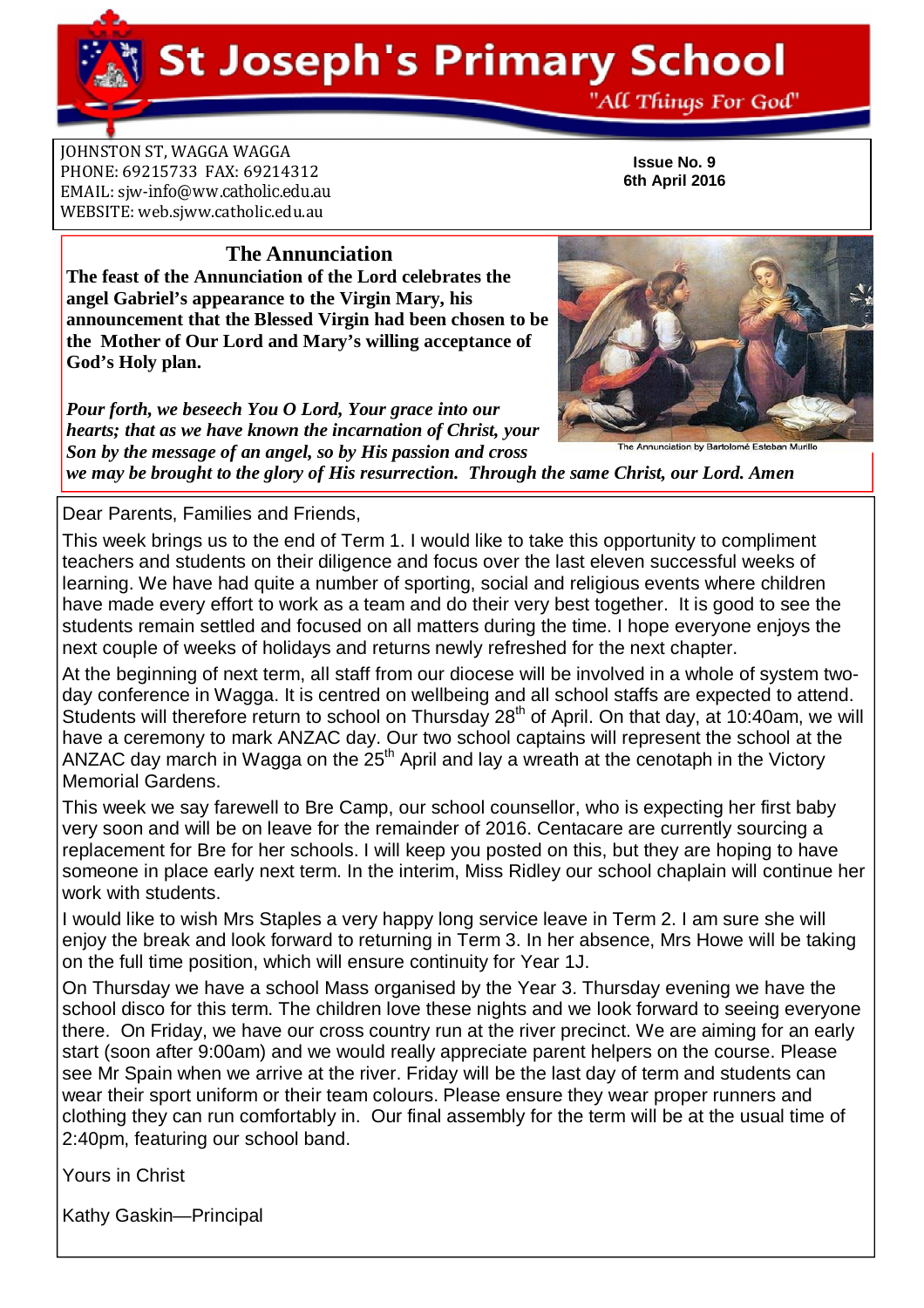# St Joseph's Primary School

"All Things For God"

JOHNSTON ST, WAGGA WAGGA
PHONE: 69215733 FAX: 69214312
EMAIL: sjw-info@ww.catholic.edu.au
WEBSITE: web.sjww.catholic.edu.au

**Issue No. 9**
**6th April 2016**

## The Annunciation

**The feast of the Annunciation of the Lord celebrates the angel Gabriel's appearance to the Virgin Mary, his announcement that the Blessed Virgin had been chosen to be the Mother of Our Lord and Mary's willing acceptance of God's Holy plan.**

***Pour forth, we beseech You O Lord, Your grace into our hearts; that as we have known the incarnation of Christ, your Son by the message of an angel, so by His passion and cross we may be brought to the glory of His resurrection. Through the same Christ, our Lord. Amen***

The Annunciation by Bartolomé Esteban Murillo

Dear Parents, Families and Friends,

This week brings us to the end of Term 1. I would like to take this opportunity to compliment teachers and students on their diligence and focus over the last eleven successful weeks of learning. We have had quite a number of sporting, social and religious events where children have made every effort to work as a team and do their very best together. It is good to see the students remain settled and focused on all matters during the time. I hope everyone enjoys the next couple of weeks of holidays and returns newly refreshed for the next chapter.

At the beginning of next term, all staff from our diocese will be involved in a whole of system two-day conference in Wagga. It is centred on wellbeing and all school staffs are expected to attend. Students will therefore return to school on Thursday 28th of April. On that day, at 10:40am, we will have a ceremony to mark ANZAC day. Our two school captains will represent the school at the ANZAC day march in Wagga on the 25th April and lay a wreath at the cenotaph in the Victory Memorial Gardens.

This week we say farewell to Bre Camp, our school counsellor, who is expecting her first baby very soon and will be on leave for the remainder of 2016. Centacare are currently sourcing a replacement for Bre for her schools. I will keep you posted on this, but they are hoping to have someone in place early next term. In the interim, Miss Ridley our school chaplain will continue her work with students.

I would like to wish Mrs Staples a very happy long service leave in Term 2. I am sure she will enjoy the break and look forward to returning in Term 3. In her absence, Mrs Howe will be taking on the full time position, which will ensure continuity for Year 1J.

On Thursday we have a school Mass organised by the Year 3. Thursday evening we have the school disco for this term. The children love these nights and we look forward to seeing everyone there. On Friday, we have our cross country run at the river precinct. We are aiming for an early start (soon after 9:00am) and we would really appreciate parent helpers on the course. Please see Mr Spain when we arrive at the river. Friday will be the last day of term and students can wear their sport uniform or their team colours. Please ensure they wear proper runners and clothing they can run comfortably in. Our final assembly for the term will be at the usual time of 2:40pm, featuring our school band.

Yours in Christ

Kathy Gaskin—Principal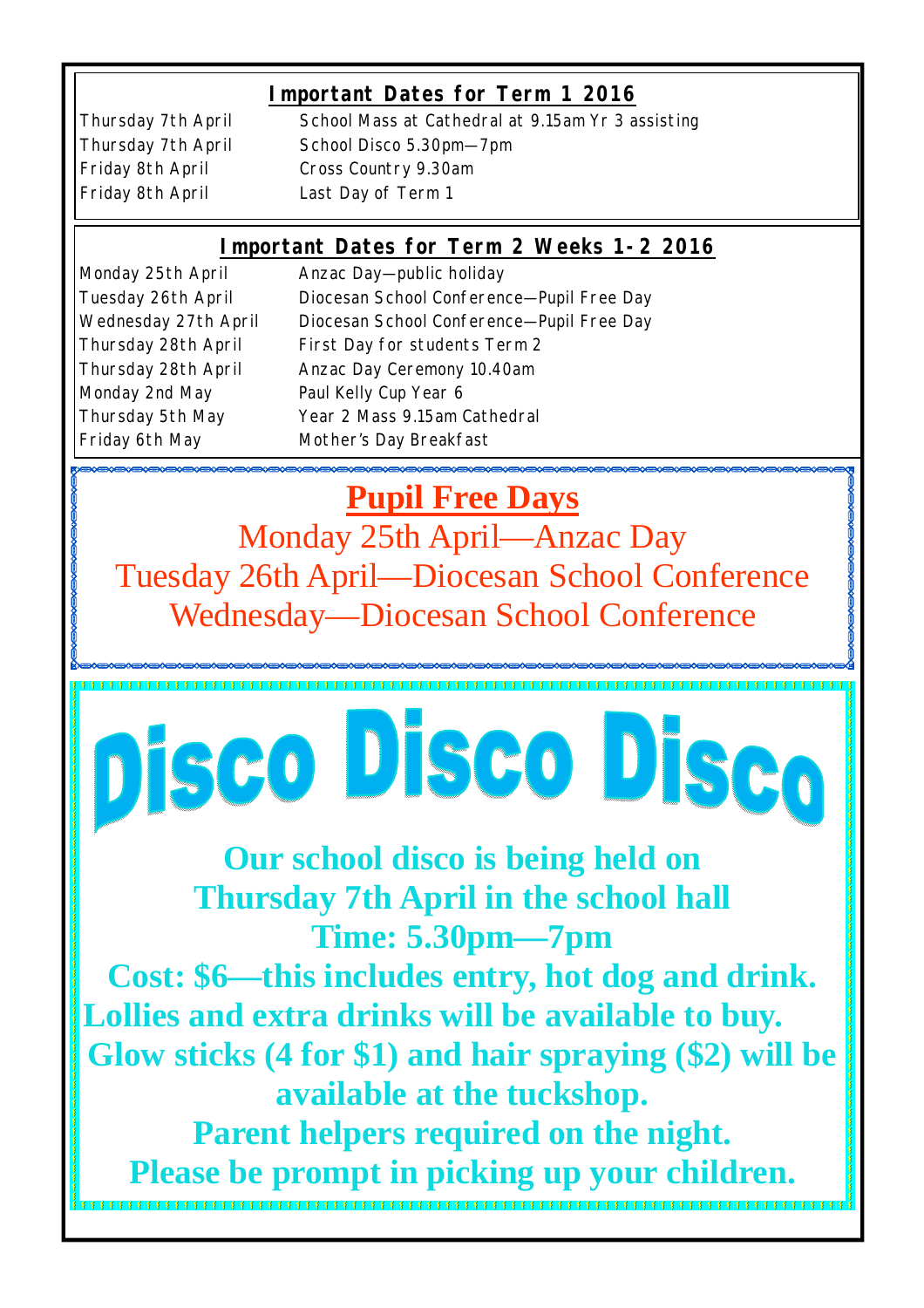## Important Dates for Term 1 2016

| | |
|---|---|
| Thursday 7th April | School Mass at Cathedral at 9.15am Yr 3 assisting |
| Thursday 7th April | School Disco 5.30pm—7pm |
| Friday 8th April | Cross Country 9.30am |
| Friday 8th April | Last Day of Term 1 |

## Important Dates for Term 2 Weeks 1-2 2016

| | |
|---|---|
| Monday 25th April | Anzac Day—public holiday |
| Tuesday 26th April | Diocesan School Conference—Pupil Free Day |
| Wednesday 27th April | Diocesan School Conference—Pupil Free Day |
| Thursday 28th April | First Day for students Term 2 |
| Thursday 28th April | Anzac Day Ceremony 10.40am |
| Monday 2nd May | Paul Kelly Cup Year 6 |
| Thursday 5th May | Year 2 Mass 9.15am Cathedral |
| Friday 6th May | Mother's Day Breakfast |

## Pupil Free Days

Monday 25th April—Anzac Day

Tuesday 26th April—Diocesan School Conference

Wednesday—Diocesan School Conference

# Disco Disco Disco

**Our school disco is being held on Thursday 7th April in the school hall**

**Time: 5.30pm—7pm**

**Cost: $6—this includes entry, hot dog and drink.**

**Lollies and extra drinks will be available to buy.**

**Glow sticks (4 for $1) and hair spraying ($2) will be available at the tuckshop.**

**Parent helpers required on the night.**

**Please be prompt in picking up your children.**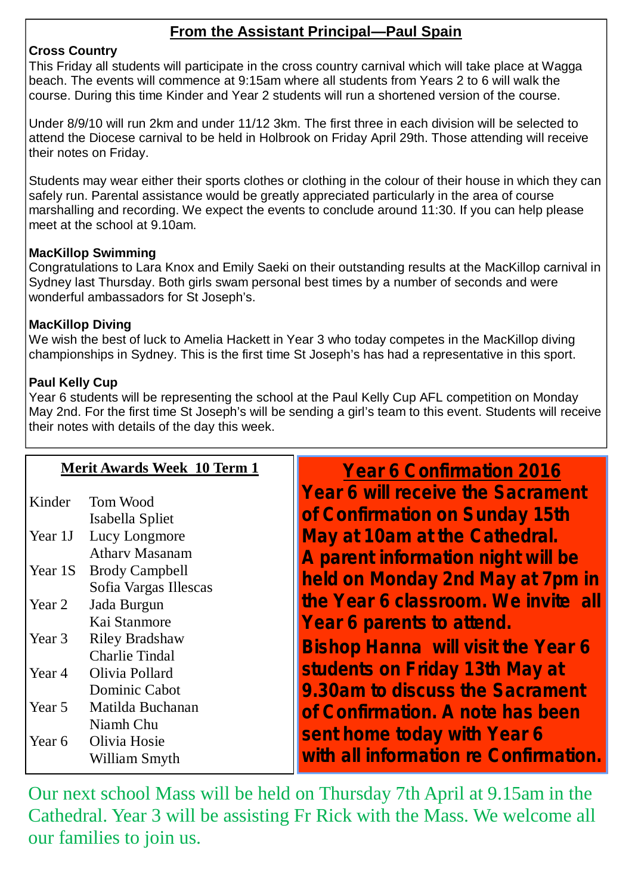## From the Assistant Principal—Paul Spain

### Cross Country

This Friday all students will participate in the cross country carnival which will take place at Wagga beach. The events will commence at 9:15am where all students from Years 2 to 6 will walk the course. During this time Kinder and Year 2 students will run a shortened version of the course.

Under 8/9/10 will run 2km and under 11/12 3km. The first three in each division will be selected to attend the Diocese carnival to be held in Holbrook on Friday April 29th. Those attending will receive their notes on Friday.

Students may wear either their sports clothes or clothing in the colour of their house in which they can safely run. Parental assistance would be greatly appreciated particularly in the area of course marshalling and recording. We expect the events to conclude around 11:30. If you can help please meet at the school at 9.10am.

### MacKillop Swimming

Congratulations to Lara Knox and Emily Saeki on their outstanding results at the MacKillop carnival in Sydney last Thursday. Both girls swam personal best times by a number of seconds and were wonderful ambassadors for St Joseph's.

### MacKillop Diving

We wish the best of luck to Amelia Hackett in Year 3 who today competes in the MacKillop diving championships in Sydney. This is the first time St Joseph's has had a representative in this sport.

### Paul Kelly Cup

Year 6 students will be representing the school at the Paul Kelly Cup AFL competition on Monday May 2nd. For the first time St Joseph's will be sending a girl's team to this event. Students will receive their notes with details of the day this week.

## Merit Awards Week 10 Term 1

| Class | Students |
|---|---|
| Kinder | Tom Wood, Isabella Spliet |
| Year 1J | Lucy Longmore, Atharv Masanam |
| Year 1S | Brody Campbell, Sofia Vargas Illescas |
| Year 2 | Jada Burgun, Kai Stanmore |
| Year 3 | Riley Bradshaw, Charlie Tindal |
| Year 4 | Olivia Pollard, Dominic Cabot |
| Year 5 | Matilda Buchanan, Niamh Chu |
| Year 6 | Olivia Hosie, William Smyth |

## Year 6 Confirmation 2016

**Year 6 will receive the Sacrament of Confirmation on Sunday 15th May at 10am at the Cathedral. A parent information night will be held on Monday 2nd May at 7pm in the Year 6 classroom. We invite all Year 6 parents to attend. Bishop Hanna will visit the Year 6 students on Friday 13th May at 9.30am to discuss the Sacrament of Confirmation. A note has been sent home today with Year 6 with all information re Confirmation.**

Our next school Mass will be held on Thursday 7th April at 9.15am in the Cathedral. Year 3 will be assisting Fr Rick with the Mass. We welcome all our families to join us.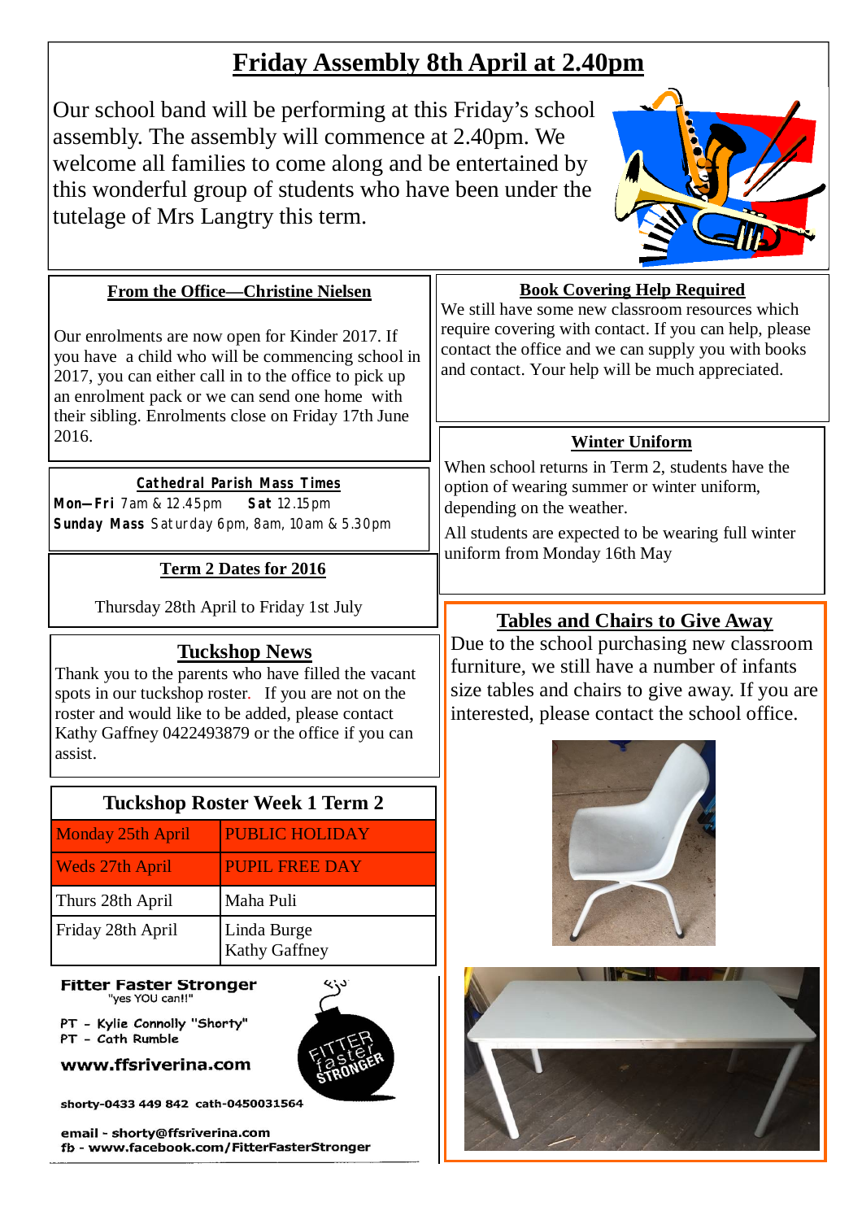# Friday Assembly 8th April at 2.40pm

Our school band will be performing at this Friday's school assembly. The assembly will commence at 2.40pm. We welcome all families to come along and be entertained by this wonderful group of students who have been under the tutelage of Mrs Langtry this term.

## From the Office—Christine Nielsen

Our enrolments are now open for Kinder 2017. If you have a child who will be commencing school in 2017, you can either call in to the office to pick up an enrolment pack or we can send one home with their sibling. Enrolments close on Friday 17th June 2016.

## Cathedral Parish Mass Times

**Mon—Fri** 7am & 12.45pm **Sat** 12.15pm
**Sunday Mass** Saturday 6pm, 8am, 10am & 5.30pm

## Term 2 Dates for 2016

Thursday 28th April to Friday 1st July

## Tuckshop News

Thank you to the parents who have filled the vacant spots in our tuckshop roster. If you are not on the roster and would like to be added, please contact Kathy Gaffney 0422493879 or the office if you can assist.

| Tuckshop Roster Week 1 Term 2 | |
|---|---|
| Monday 25th April | PUBLIC HOLIDAY |
| Weds 27th April | PUPIL FREE DAY |
| Thurs 28th April | Maha Puli |
| Friday 28th April | Linda Burge<br>Kathy Gaffney |

**Fitter Faster Stronger**
"yes YOU can!!"

PT - Kylie Connolly "Shorty"
PT - Cath Rumble

**www.ffsriverina.com**

shorty-0433 449 842 cath-0450031564

email - shorty@ffsriverina.com
fb - www.facebook.com/FitterFasterStronger

## Book Covering Help Required

We still have some new classroom resources which require covering with contact. If you can help, please contact the office and we can supply you with books and contact. Your help will be much appreciated.

## Winter Uniform

When school returns in Term 2, students have the option of wearing summer or winter uniform, depending on the weather.

All students are expected to be wearing full winter uniform from Monday 16th May

## Tables and Chairs to Give Away

Due to the school purchasing new classroom furniture, we still have a number of infants size tables and chairs to give away. If you are interested, please contact the school office.